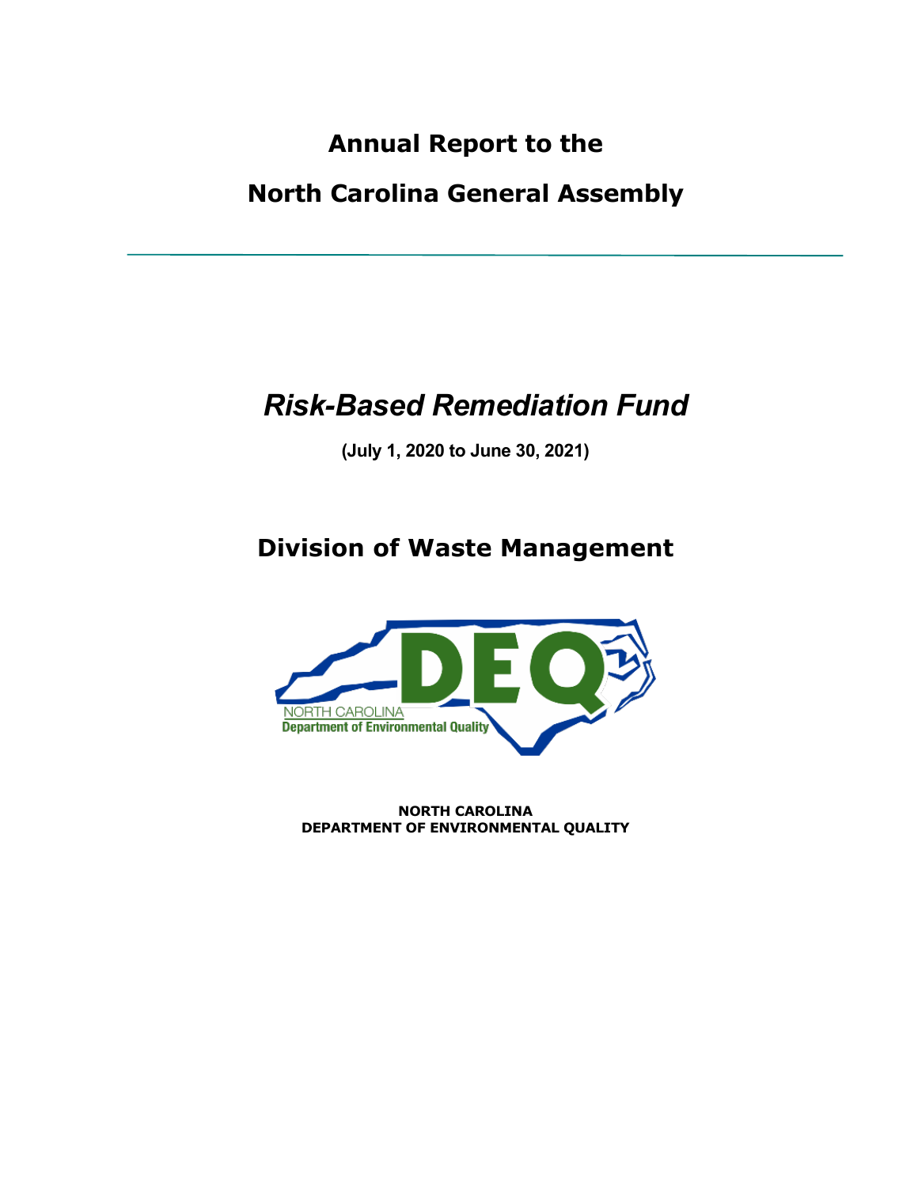# Annual Report to the North Carolina General Assembly

---

# *Risk-Based Remediation Fund*

**(July 1, 2020 to June 30, 2021)**

## Division of Waste Management

NORTH CAROLINA
Department of Environmental Quality

**NORTH CAROLINA**
**DEPARTMENT OF ENVIRONMENTAL QUALITY**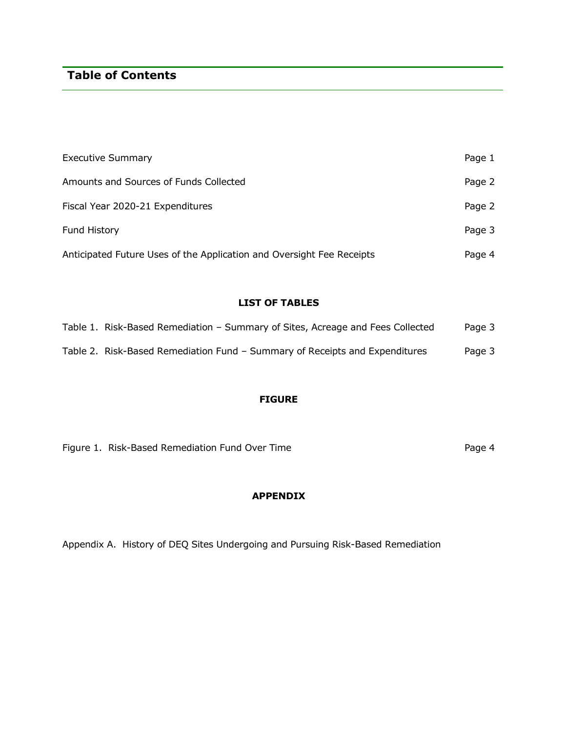# Table of Contents

| | |
|---|---|
| Executive Summary | Page 1 |
| Amounts and Sources of Funds Collected | Page 2 |
| Fiscal Year 2020-21 Expenditures | Page 2 |
| Fund History | Page 3 |
| Anticipated Future Uses of the Application and Oversight Fee Receipts | Page 4 |

**LIST OF TABLES**

| | |
|---|---|
| Table 1. Risk-Based Remediation – Summary of Sites, Acreage and Fees Collected | Page 3 |
| Table 2. Risk-Based Remediation Fund – Summary of Receipts and Expenditures | Page 3 |

**FIGURE**

| | |
|---|---|
| Figure 1. Risk-Based Remediation Fund Over Time | Page 4 |

**APPENDIX**

Appendix A. History of DEQ Sites Undergoing and Pursuing Risk-Based Remediation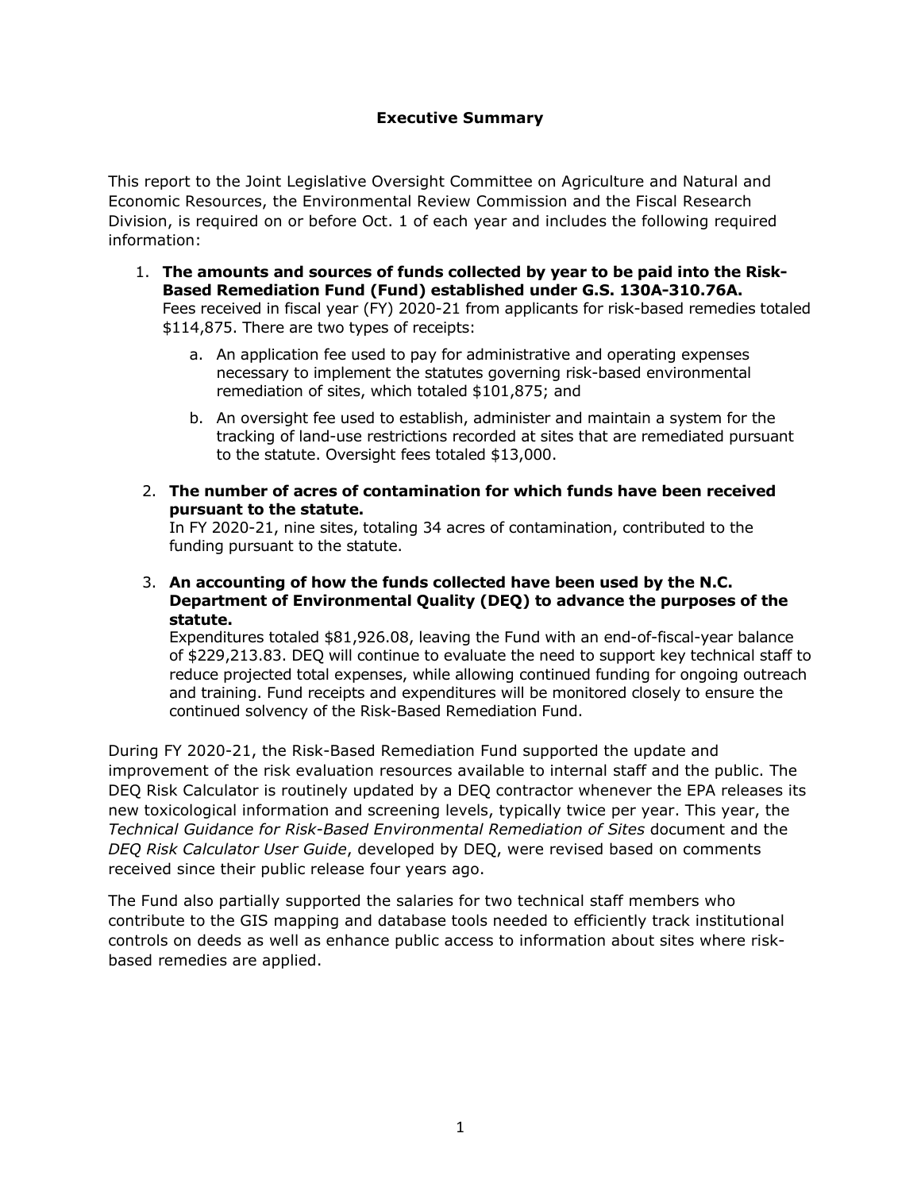# Executive Summary

This report to the Joint Legislative Oversight Committee on Agriculture and Natural and Economic Resources, the Environmental Review Commission and the Fiscal Research Division, is required on or before Oct. 1 of each year and includes the following required information:

1. **The amounts and sources of funds collected by year to be paid into the Risk-Based Remediation Fund (Fund) established under G.S. 130A-310.76A.**
   Fees received in fiscal year (FY) 2020-21 from applicants for risk-based remedies totaled $114,875. There are two types of receipts:
   a. An application fee used to pay for administrative and operating expenses necessary to implement the statutes governing risk-based environmental remediation of sites, which totaled $101,875; and
   b. An oversight fee used to establish, administer and maintain a system for the tracking of land-use restrictions recorded at sites that are remediated pursuant to the statute. Oversight fees totaled $13,000.
2. **The number of acres of contamination for which funds have been received pursuant to the statute.**
   In FY 2020-21, nine sites, totaling 34 acres of contamination, contributed to the funding pursuant to the statute.
3. **An accounting of how the funds collected have been used by the N.C. Department of Environmental Quality (DEQ) to advance the purposes of the statute.**
   Expenditures totaled $81,926.08, leaving the Fund with an end-of-fiscal-year balance of $229,213.83. DEQ will continue to evaluate the need to support key technical staff to reduce projected total expenses, while allowing continued funding for ongoing outreach and training. Fund receipts and expenditures will be monitored closely to ensure the continued solvency of the Risk-Based Remediation Fund.

During FY 2020-21, the Risk-Based Remediation Fund supported the update and improvement of the risk evaluation resources available to internal staff and the public. The DEQ Risk Calculator is routinely updated by a DEQ contractor whenever the EPA releases its new toxicological information and screening levels, typically twice per year. This year, the *Technical Guidance for Risk-Based Environmental Remediation of Sites* document and the *DEQ Risk Calculator User Guide*, developed by DEQ, were revised based on comments received since their public release four years ago.

The Fund also partially supported the salaries for two technical staff members who contribute to the GIS mapping and database tools needed to efficiently track institutional controls on deeds as well as enhance public access to information about sites where risk-based remedies are applied.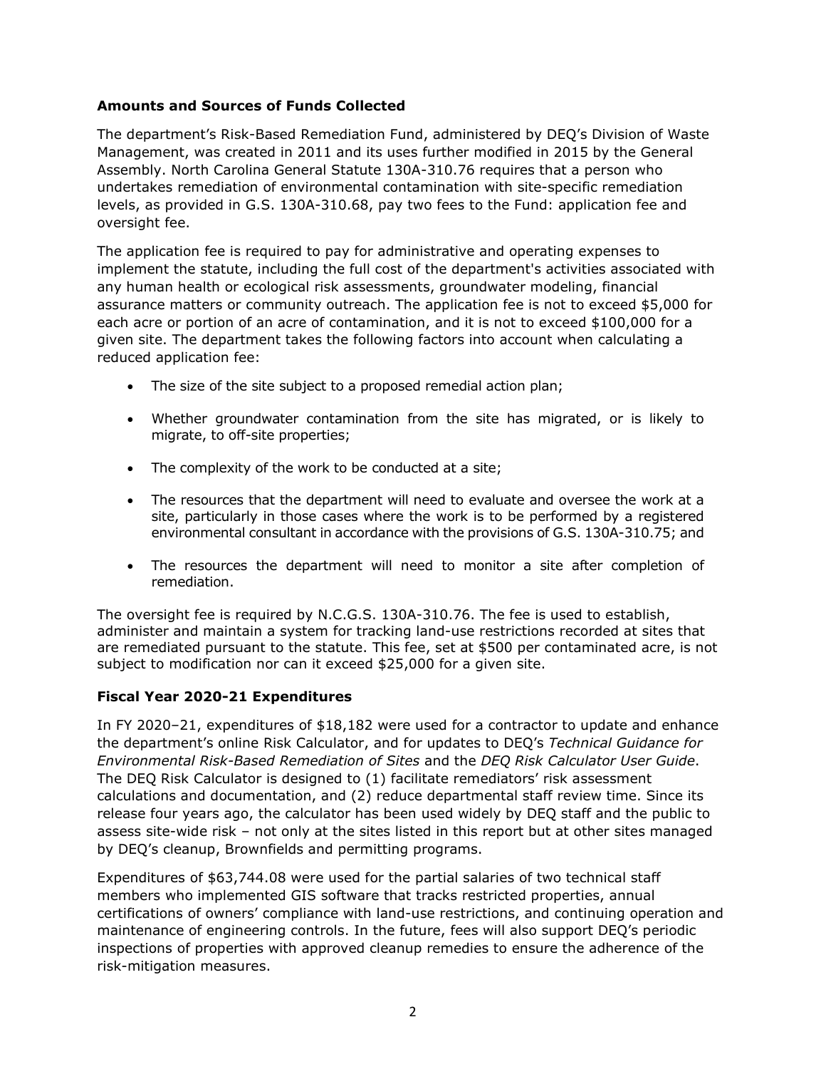## Amounts and Sources of Funds Collected

The department's Risk-Based Remediation Fund, administered by DEQ's Division of Waste Management, was created in 2011 and its uses further modified in 2015 by the General Assembly. North Carolina General Statute 130A-310.76 requires that a person who undertakes remediation of environmental contamination with site-specific remediation levels, as provided in G.S. 130A-310.68, pay two fees to the Fund: application fee and oversight fee.

The application fee is required to pay for administrative and operating expenses to implement the statute, including the full cost of the department's activities associated with any human health or ecological risk assessments, groundwater modeling, financial assurance matters or community outreach. The application fee is not to exceed $5,000 for each acre or portion of an acre of contamination, and it is not to exceed $100,000 for a given site. The department takes the following factors into account when calculating a reduced application fee:

- The size of the site subject to a proposed remedial action plan;
- Whether groundwater contamination from the site has migrated, or is likely to migrate, to off-site properties;
- The complexity of the work to be conducted at a site;
- The resources that the department will need to evaluate and oversee the work at a site, particularly in those cases where the work is to be performed by a registered environmental consultant in accordance with the provisions of G.S. 130A-310.75; and
- The resources the department will need to monitor a site after completion of remediation.

The oversight fee is required by N.C.G.S. 130A-310.76. The fee is used to establish, administer and maintain a system for tracking land-use restrictions recorded at sites that are remediated pursuant to the statute. This fee, set at $500 per contaminated acre, is not subject to modification nor can it exceed $25,000 for a given site.

## Fiscal Year 2020-21 Expenditures

In FY 2020–21, expenditures of $18,182 were used for a contractor to update and enhance the department's online Risk Calculator, and for updates to DEQ's *Technical Guidance for Environmental Risk-Based Remediation of Sites* and the *DEQ Risk Calculator User Guide*. The DEQ Risk Calculator is designed to (1) facilitate remediators' risk assessment calculations and documentation, and (2) reduce departmental staff review time. Since its release four years ago, the calculator has been used widely by DEQ staff and the public to assess site-wide risk – not only at the sites listed in this report but at other sites managed by DEQ's cleanup, Brownfields and permitting programs.

Expenditures of $63,744.08 were used for the partial salaries of two technical staff members who implemented GIS software that tracks restricted properties, annual certifications of owners' compliance with land-use restrictions, and continuing operation and maintenance of engineering controls. In the future, fees will also support DEQ's periodic inspections of properties with approved cleanup remedies to ensure the adherence of the risk-mitigation measures.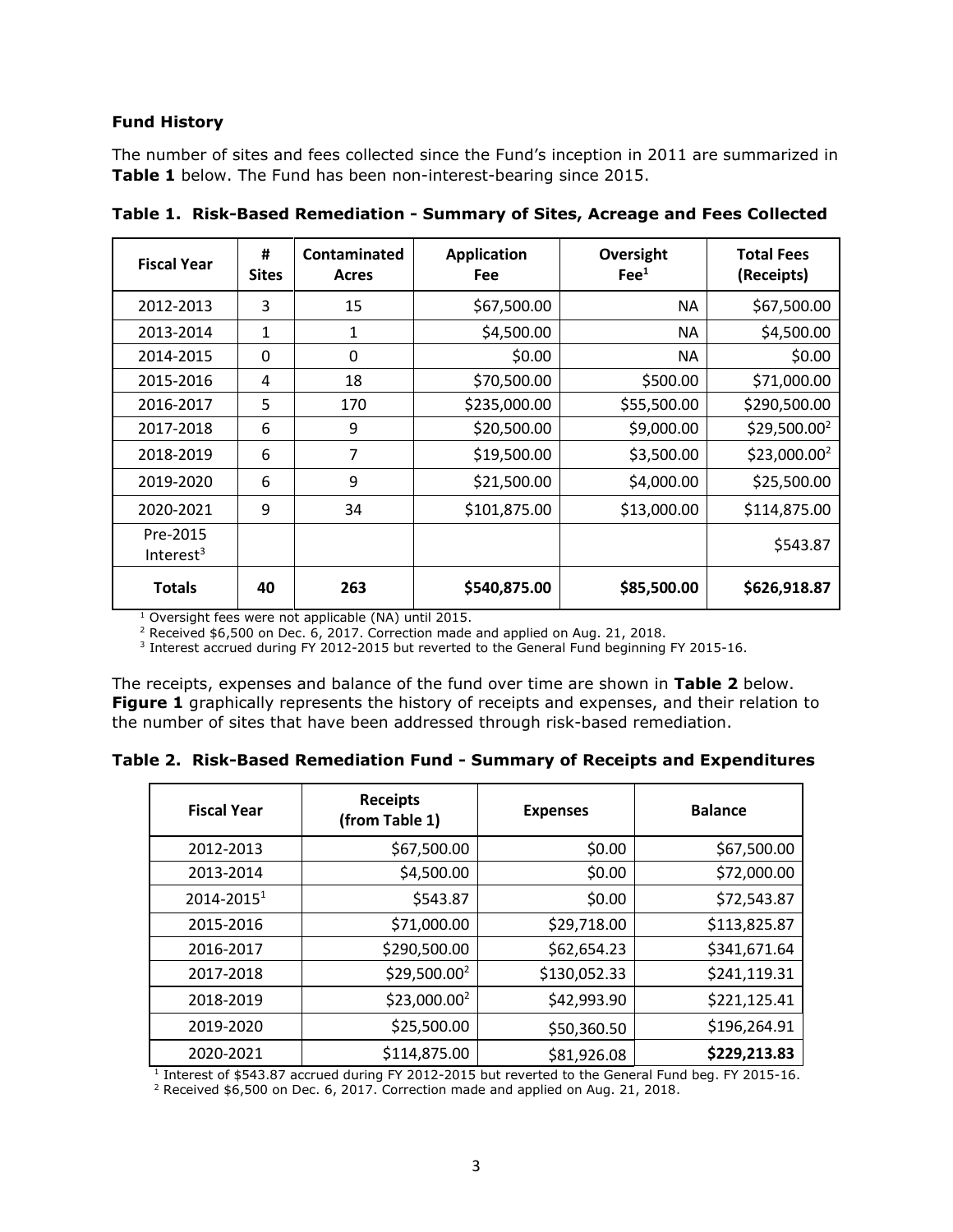### Fund History

The number of sites and fees collected since the Fund's inception in 2011 are summarized in **Table 1** below. The Fund has been non-interest-bearing since 2015.

**Table 1. Risk-Based Remediation - Summary of Sites, Acreage and Fees Collected**

| Fiscal Year | # Sites | Contaminated Acres | Application Fee | Oversight Fee[1] | Total Fees (Receipts) |
|---|---|---|---|---|---|
| 2012-2013 | 3 | 15 | \$67,500.00 | NA | \$67,500.00 |
| 2013-2014 | 1 | 1 | \$4,500.00 | NA | \$4,500.00 |
| 2014-2015 | 0 | 0 | \$0.00 | NA | \$0.00 |
| 2015-2016 | 4 | 18 | \$70,500.00 | \$500.00 | \$71,000.00 |
| 2016-2017 | 5 | 170 | \$235,000.00 | \$55,500.00 | \$290,500.00 |
| 2017-2018 | 6 | 9 | \$20,500.00 | \$9,000.00 | \$29,500.00[2] |
| 2018-2019 | 6 | 7 | \$19,500.00 | \$3,500.00 | \$23,000.00[2] |
| 2019-2020 | 6 | 9 | \$21,500.00 | \$4,000.00 | \$25,500.00 |
| 2020-2021 | 9 | 34 | \$101,875.00 | \$13,000.00 | \$114,875.00 |
| Pre-2015 Interest[3] | | | | | \$543.87 |
| **Totals** | **40** | **263** | **\$540,875.00** | **\$85,500.00** | **\$626,918.87** |

[1] Oversight fees were not applicable (NA) until 2015.
[2] Received \$6,500 on Dec. 6, 2017. Correction made and applied on Aug. 21, 2018.
[3] Interest accrued during FY 2012-2015 but reverted to the General Fund beginning FY 2015-16.

The receipts, expenses and balance of the fund over time are shown in **Table 2** below. **Figure 1** graphically represents the history of receipts and expenses, and their relation to the number of sites that have been addressed through risk-based remediation.

**Table 2. Risk-Based Remediation Fund - Summary of Receipts and Expenditures**

| Fiscal Year | Receipts (from Table 1) | Expenses | Balance |
|---|---|---|---|
| 2012-2013 | \$67,500.00 | \$0.00 | \$67,500.00 |
| 2013-2014 | \$4,500.00 | \$0.00 | \$72,000.00 |
| 2014-2015[1] | \$543.87 | \$0.00 | \$72,543.87 |
| 2015-2016 | \$71,000.00 | \$29,718.00 | \$113,825.87 |
| 2016-2017 | \$290,500.00 | \$62,654.23 | \$341,671.64 |
| 2017-2018 | \$29,500.00[2] | \$130,052.33 | \$241,119.31 |
| 2018-2019 | \$23,000.00[2] | \$42,993.90 | \$221,125.41 |
| 2019-2020 | \$25,500.00 | \$50,360.50 | \$196,264.91 |
| 2020-2021 | \$114,875.00 | \$81,926.08 | **\$229,213.83** |

[1] Interest of \$543.87 accrued during FY 2012-2015 but reverted to the General Fund beg. FY 2015-16.
[2] Received \$6,500 on Dec. 6, 2017. Correction made and applied on Aug. 21, 2018.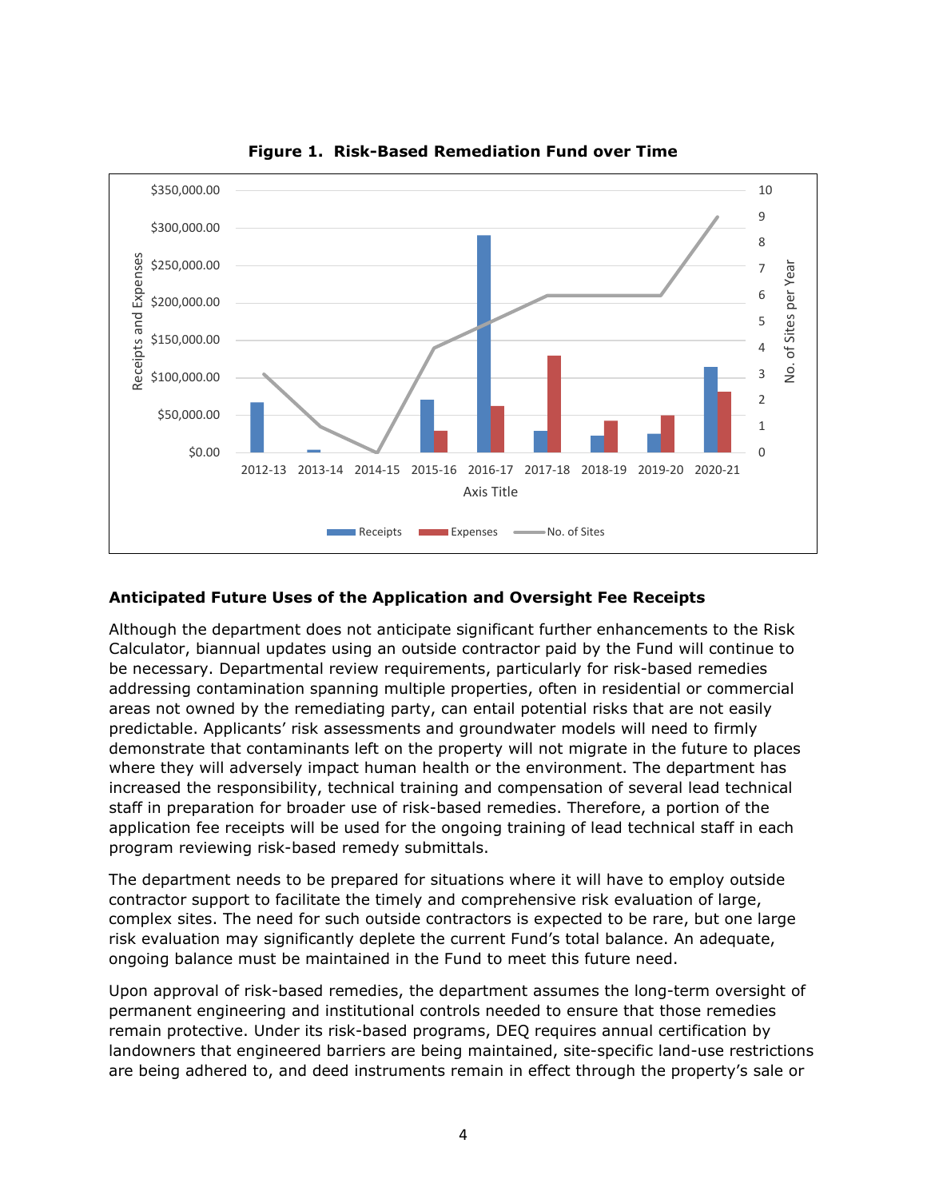**Figure 1. Risk-Based Remediation Fund over Time**

**Anticipated Future Uses of the Application and Oversight Fee Receipts**

Although the department does not anticipate significant further enhancements to the Risk Calculator, biannual updates using an outside contractor paid by the Fund will continue to be necessary. Departmental review requirements, particularly for risk-based remedies addressing contamination spanning multiple properties, often in residential or commercial areas not owned by the remediating party, can entail potential risks that are not easily predictable. Applicants' risk assessments and groundwater models will need to firmly demonstrate that contaminants left on the property will not migrate in the future to places where they will adversely impact human health or the environment. The department has increased the responsibility, technical training and compensation of several lead technical staff in preparation for broader use of risk-based remedies. Therefore, a portion of the application fee receipts will be used for the ongoing training of lead technical staff in each program reviewing risk-based remedy submittals.

The department needs to be prepared for situations where it will have to employ outside contractor support to facilitate the timely and comprehensive risk evaluation of large, complex sites. The need for such outside contractors is expected to be rare, but one large risk evaluation may significantly deplete the current Fund's total balance. An adequate, ongoing balance must be maintained in the Fund to meet this future need.

Upon approval of risk-based remedies, the department assumes the long-term oversight of permanent engineering and institutional controls needed to ensure that those remedies remain protective. Under its risk-based programs, DEQ requires annual certification by landowners that engineered barriers are being maintained, site-specific land-use restrictions are being adhered to, and deed instruments remain in effect through the property's sale or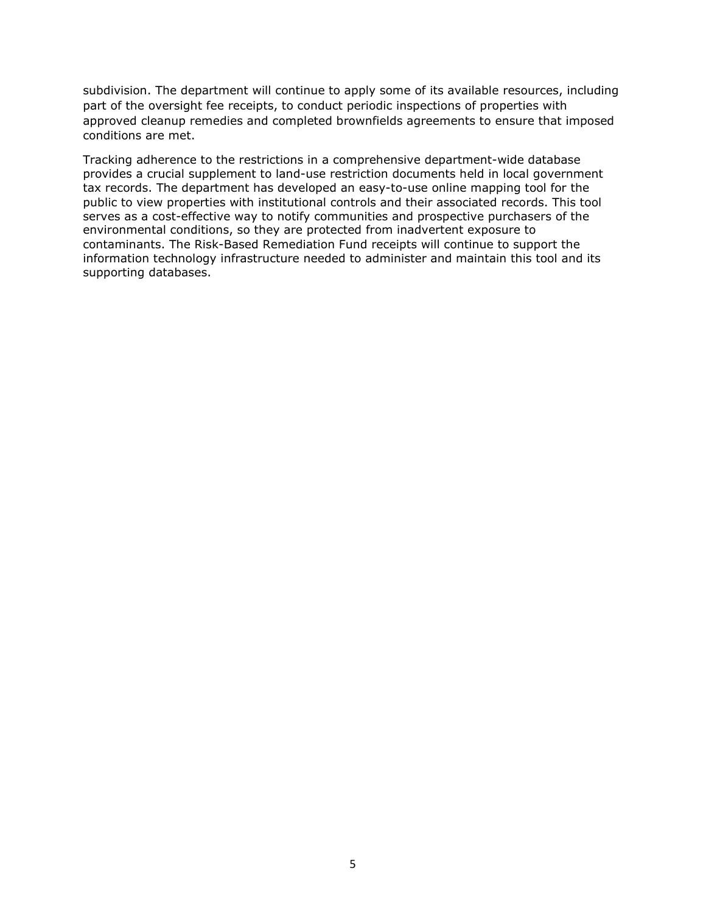subdivision. The department will continue to apply some of its available resources, including part of the oversight fee receipts, to conduct periodic inspections of properties with approved cleanup remedies and completed brownfields agreements to ensure that imposed conditions are met.

Tracking adherence to the restrictions in a comprehensive department-wide database provides a crucial supplement to land-use restriction documents held in local government tax records. The department has developed an easy-to-use online mapping tool for the public to view properties with institutional controls and their associated records. This tool serves as a cost-effective way to notify communities and prospective purchasers of the environmental conditions, so they are protected from inadvertent exposure to contaminants. The Risk-Based Remediation Fund receipts will continue to support the information technology infrastructure needed to administer and maintain this tool and its supporting databases.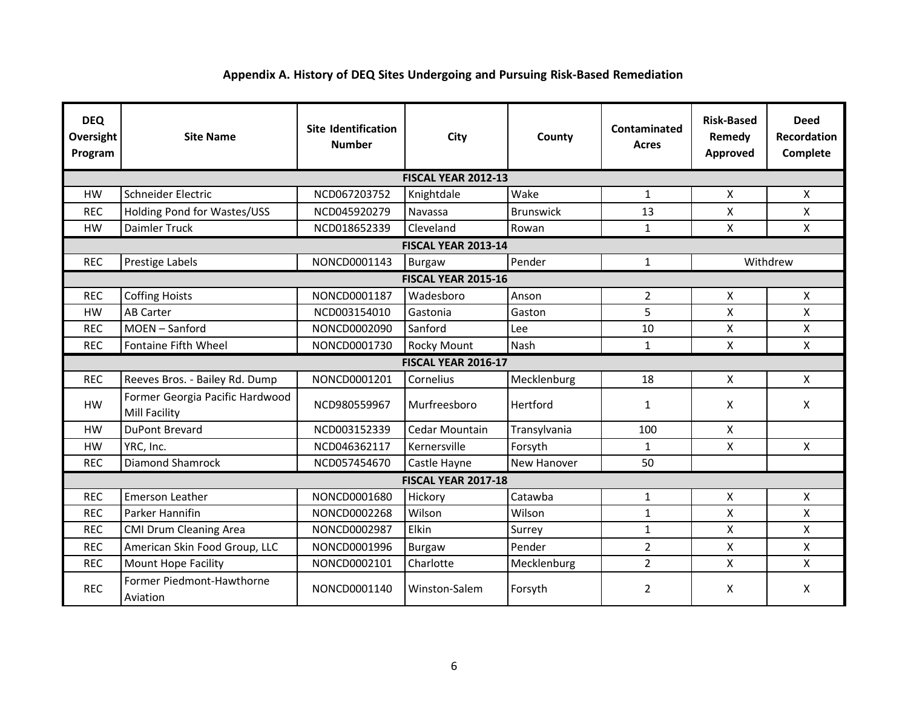**Appendix A. History of DEQ Sites Undergoing and Pursuing Risk-Based Remediation**

| DEQ Oversight Program | Site Name | Site Identification Number | City | County | Contaminated Acres | Risk-Based Remedy Approved | Deed Recordation Complete |
|---|---|---|---|---|---|---|---|
| **FISCAL YEAR 2012-13** | | | | | | | |
| HW | Schneider Electric | NCD067203752 | Knightdale | Wake | 1 | X | X |
| REC | Holding Pond for Wastes/USS | NCD045920279 | Navassa | Brunswick | 13 | X | X |
| HW | Daimler Truck | NCD018652339 | Cleveland | Rowan | 1 | X | X |
| **FISCAL YEAR 2013-14** | | | | | | | |
| REC | Prestige Labels | NONCD0001143 | Burgaw | Pender | 1 | Withdrew | |
| **FISCAL YEAR 2015-16** | | | | | | | |
| REC | Coffing Hoists | NONCD0001187 | Wadesboro | Anson | 2 | X | X |
| HW | AB Carter | NCD003154010 | Gastonia | Gaston | 5 | X | X |
| REC | MOEN – Sanford | NONCD0002090 | Sanford | Lee | 10 | X | X |
| REC | Fontaine Fifth Wheel | NONCD0001730 | Rocky Mount | Nash | 1 | X | X |
| **FISCAL YEAR 2016-17** | | | | | | | |
| REC | Reeves Bros. - Bailey Rd. Dump | NONCD0001201 | Cornelius | Mecklenburg | 18 | X | X |
| HW | Former Georgia Pacific Hardwood Mill Facility | NCD980559967 | Murfreesboro | Hertford | 1 | X | X |
| HW | DuPont Brevard | NCD003152339 | Cedar Mountain | Transylvania | 100 | X | |
| HW | YRC, Inc. | NCD046362117 | Kernersville | Forsyth | 1 | X | X |
| REC | Diamond Shamrock | NCD057454670 | Castle Hayne | New Hanover | 50 | | |
| **FISCAL YEAR 2017-18** | | | | | | | |
| REC | Emerson Leather | NONCD0001680 | Hickory | Catawba | 1 | X | X |
| REC | Parker Hannifin | NONCD0002268 | Wilson | Wilson | 1 | X | X |
| REC | CMI Drum Cleaning Area | NONCD0002987 | Elkin | Surrey | 1 | X | X |
| REC | American Skin Food Group, LLC | NONCD0001996 | Burgaw | Pender | 2 | X | X |
| REC | Mount Hope Facility | NONCD0002101 | Charlotte | Mecklenburg | 2 | X | X |
| REC | Former Piedmont-Hawthorne Aviation | NONCD0001140 | Winston-Salem | Forsyth | 2 | X | X |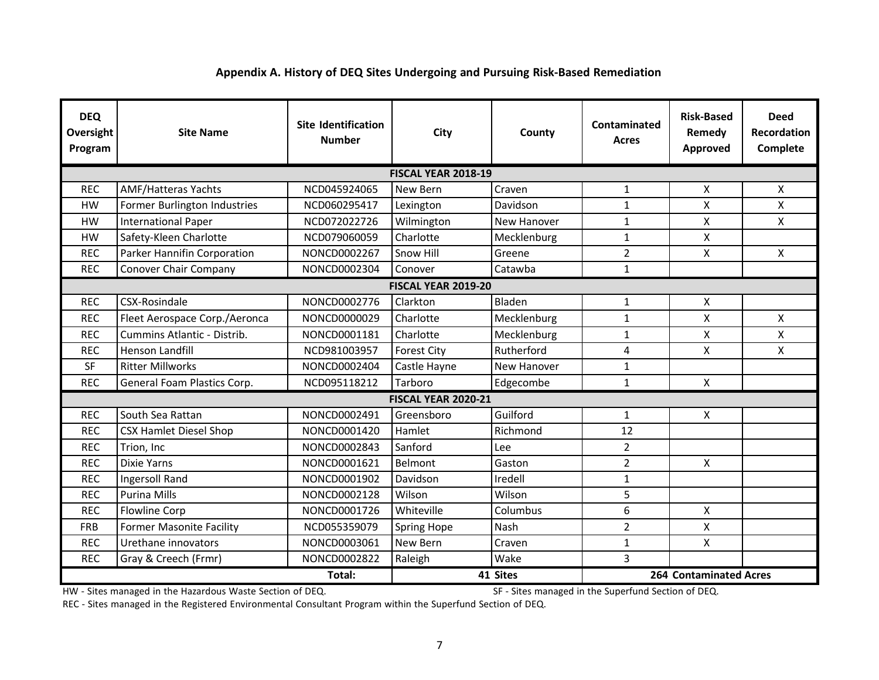**Appendix A. History of DEQ Sites Undergoing and Pursuing Risk-Based Remediation**

| DEQ Oversight Program | Site Name | Site Identification Number | City | County | Contaminated Acres | Risk-Based Remedy Approved | Deed Recordation Complete |
|---|---|---|---|---|---|---|---|
| **FISCAL YEAR 2018-19** | | | | | | | |
| REC | AMF/Hatteras Yachts | NCD045924065 | New Bern | Craven | 1 | X | X |
| HW | Former Burlington Industries | NCD060295417 | Lexington | Davidson | 1 | X | X |
| HW | International Paper | NCD072022726 | Wilmington | New Hanover | 1 | X | X |
| HW | Safety-Kleen Charlotte | NCD079060059 | Charlotte | Mecklenburg | 1 | X | |
| REC | Parker Hannifin Corporation | NONCD0002267 | Snow Hill | Greene | 2 | X | X |
| REC | Conover Chair Company | NONCD0002304 | Conover | Catawba | 1 | | |
| **FISCAL YEAR 2019-20** | | | | | | | |
| REC | CSX-Rosindale | NONCD0002776 | Clarkton | Bladen | 1 | X | |
| REC | Fleet Aerospace Corp./Aeronca | NONCD0000029 | Charlotte | Mecklenburg | 1 | X | X |
| REC | Cummins Atlantic - Distrib. | NONCD0001181 | Charlotte | Mecklenburg | 1 | X | X |
| REC | Henson Landfill | NCD981003957 | Forest City | Rutherford | 4 | X | X |
| SF | Ritter Millworks | NONCD0002404 | Castle Hayne | New Hanover | 1 | | |
| REC | General Foam Plastics Corp. | NCD095118212 | Tarboro | Edgecombe | 1 | X | |
| **FISCAL YEAR 2020-21** | | | | | | | |
| REC | South Sea Rattan | NONCD0002491 | Greensboro | Guilford | 1 | X | |
| REC | CSX Hamlet Diesel Shop | NONCD0001420 | Hamlet | Richmond | 12 | | |
| REC | Trion, Inc | NONCD0002843 | Sanford | Lee | 2 | | |
| REC | Dixie Yarns | NONCD0001621 | Belmont | Gaston | 2 | X | |
| REC | Ingersoll Rand | NONCD0001902 | Davidson | Iredell | 1 | | |
| REC | Purina Mills | NONCD0002128 | Wilson | Wilson | 5 | | |
| REC | Flowline Corp | NONCD0001726 | Whiteville | Columbus | 6 | X | |
| FRB | Former Masonite Facility | NCD055359079 | Spring Hope | Nash | 2 | X | |
| REC | Urethane innovators | NONCD0003061 | New Bern | Craven | 1 | X | |
| REC | Gray & Creech (Frmr) | NONCD0002822 | Raleigh | Wake | 3 | | |
| | | **Total:** | **41 Sites** | | **264 Contaminated Acres** | | |

HW - Sites managed in the Hazardous Waste Section of DEQ.

SF - Sites managed in the Superfund Section of DEQ.

REC - Sites managed in the Registered Environmental Consultant Program within the Superfund Section of DEQ.